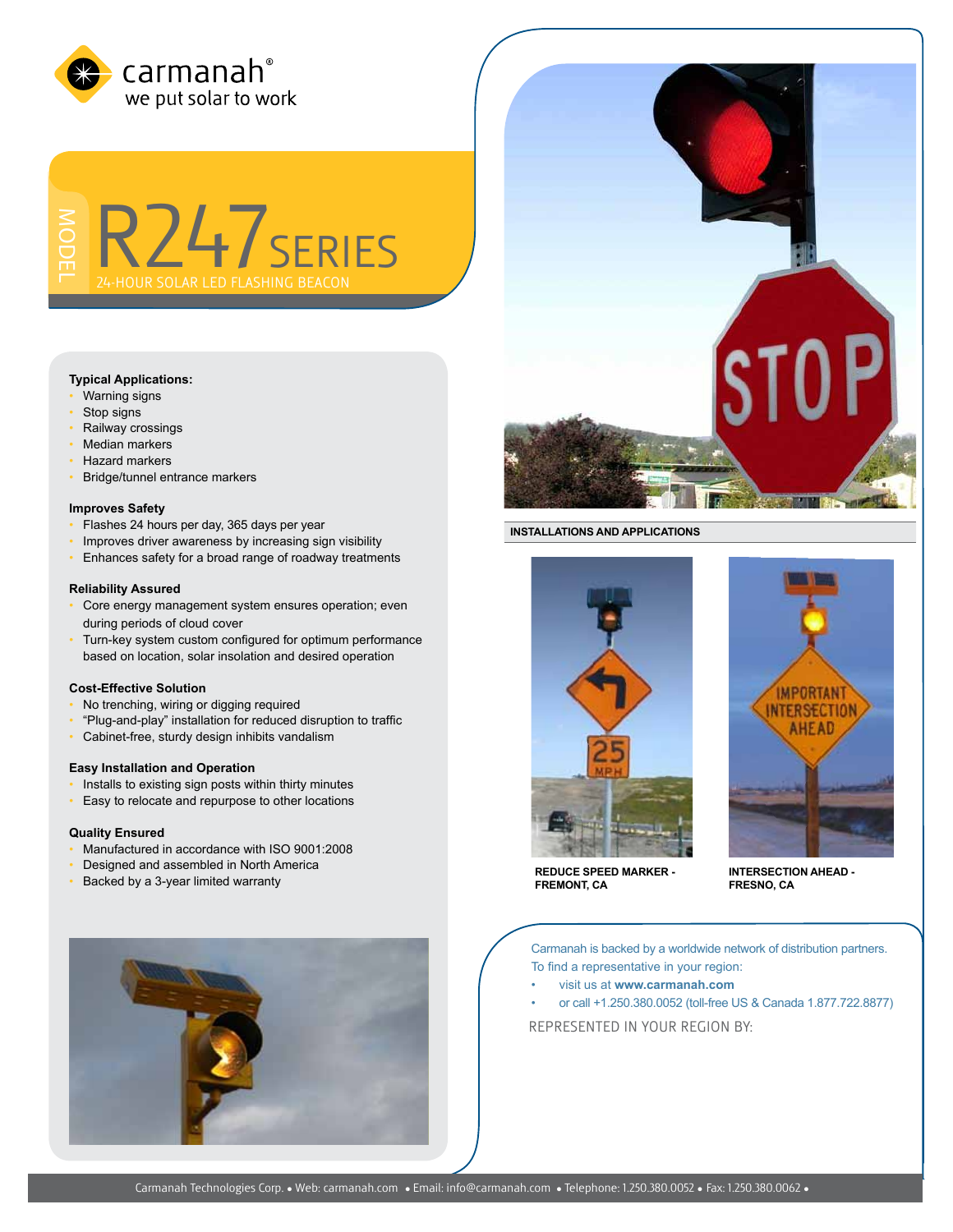carmanah®
we put solar to work

MODEL

# R247 SERIES

## 24-HOUR SOLAR LED FLASHING BEACON

**Typical Applications:**

- Warning signs
- Stop signs
- Railway crossings
- Median markers
- Hazard markers
- Bridge/tunnel entrance markers

**Improves Safety**

- Flashes 24 hours per day, 365 days per year
- Improves driver awareness by increasing sign visibility
- Enhances safety for a broad range of roadway treatments

**Reliability Assured**

- Core energy management system ensures operation; even during periods of cloud cover
- Turn-key system custom configured for optimum performance based on location, solar insolation and desired operation

**Cost-Effective Solution**

- No trenching, wiring or digging required
- "Plug-and-play" installation for reduced disruption to traffic
- Cabinet-free, sturdy design inhibits vandalism

**Easy Installation and Operation**

- Installs to existing sign posts within thirty minutes
- Easy to relocate and repurpose to other locations

**Quality Ensured**

- Manufactured in accordance with ISO 9001:2008
- Designed and assembled in North America
- Backed by a 3-year limited warranty

**INSTALLATIONS AND APPLICATIONS**

**REDUCE SPEED MARKER - FREMONT, CA**

**INTERSECTION AHEAD - FRESNO, CA**

Carmanah is backed by a worldwide network of distribution partners. To find a representative in your region:

- visit us at **www.carmanah.com**
- or call +1.250.380.0052 (toll-free US & Canada 1.877.722.8877)

REPRESENTED IN YOUR REGION BY:

Carmanah Technologies Corp. • Web: carmanah.com • Email: info@carmanah.com • Telephone: 1.250.380.0052 • Fax: 1.250.380.0062 •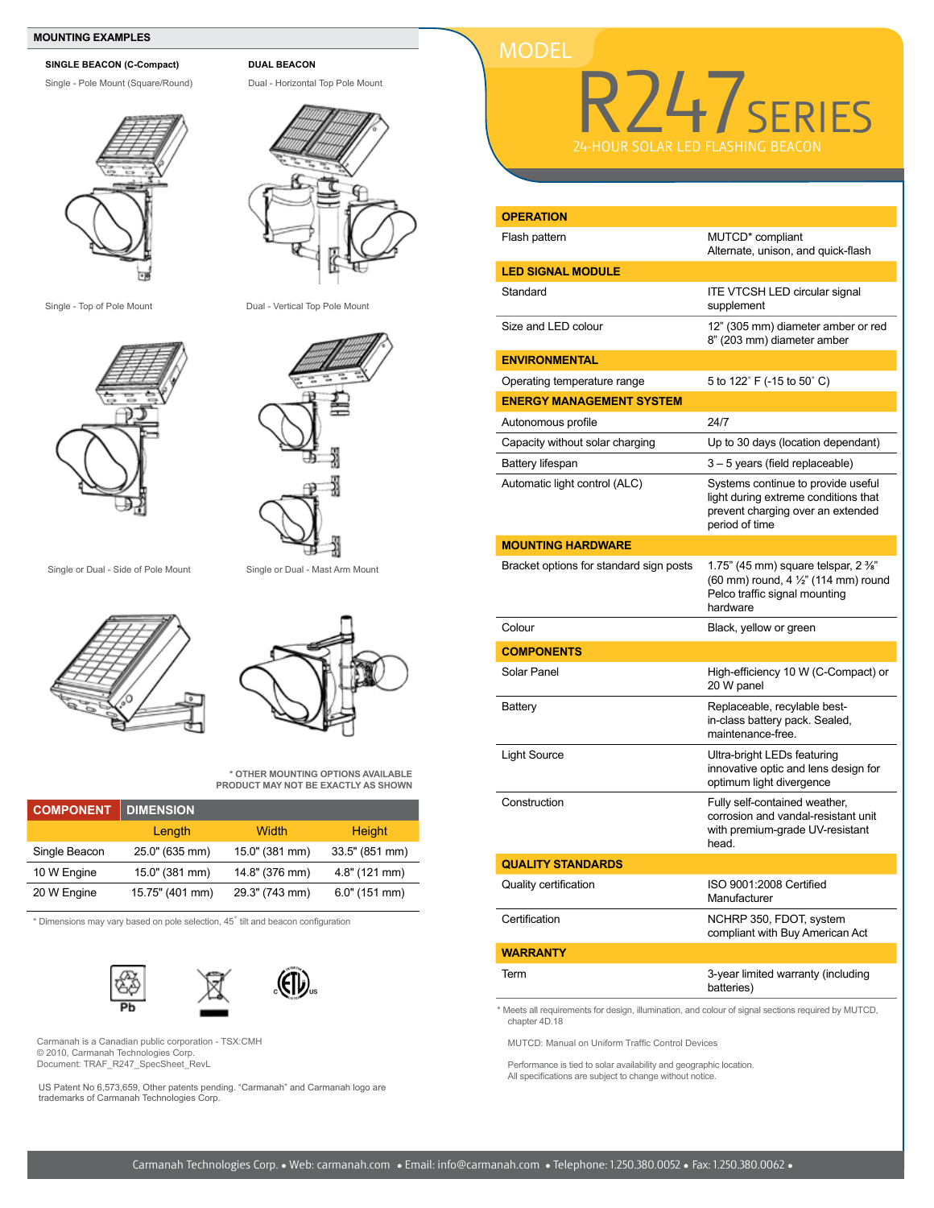## MOUNTING EXAMPLES

**SINGLE BEACON (C-Compact)**

Single - Pole Mount (Square/Round)

**DUAL BEACON**

Dual - Horizontal Top Pole Mount

Single - Top of Pole Mount

Dual - Vertical Top Pole Mount

Single or Dual - Side of Pole Mount

Single or Dual - Mast Arm Mount

\* OTHER MOUNTING OPTIONS AVAILABLE
PRODUCT MAY NOT BE EXACTLY AS SHOWN

| COMPONENT | DIMENSION | | |
|---|---|---|---|
| | Length | Width | Height |
| Single Beacon | 25.0" (635 mm) | 15.0" (381 mm) | 33.5" (851 mm) |
| 10 W Engine | 15.0" (381 mm) | 14.8" (376 mm) | 4.8" (121 mm) |
| 20 W Engine | 15.75" (401 mm) | 29.3" (743 mm) | 6.0" (151 mm) |

\* Dimensions may vary based on pole selection, 45° tilt and beacon configuration

Pb

Carmanah is a Canadian public corporation - TSX:CMH
© 2010, Carmanah Technologies Corp.
Document: TRAF_R247_SpecSheet_RevL

US Patent No 6,573,659, Other patents pending. "Carmanah" and Carmanah logo are trademarks of Carmanah Technologies Corp.

# MODEL R247 SERIES

## 24-HOUR SOLAR LED FLASHING BEACON

| | |
|---|---|
| **OPERATION** | |
| Flash pattern | MUTCD* compliant<br>Alternate, unison, and quick-flash |
| **LED SIGNAL MODULE** | |
| Standard | ITE VTCSH LED circular signal supplement |
| Size and LED colour | 12" (305 mm) diameter amber or red<br>8" (203 mm) diameter amber |
| **ENVIRONMENTAL** | |
| Operating temperature range | 5 to 122° F (-15 to 50° C) |
| **ENERGY MANAGEMENT SYSTEM** | |
| Autonomous profile | 24/7 |
| Capacity without solar charging | Up to 30 days (location dependant) |
| Battery lifespan | 3 – 5 years (field replaceable) |
| Automatic light control (ALC) | Systems continue to provide useful light during extreme conditions that prevent charging over an extended period of time |
| **MOUNTING HARDWARE** | |
| Bracket options for standard sign posts | 1.75" (45 mm) square telspar, 2 ⅜" (60 mm) round, 4 ½" (114 mm) round Pelco traffic signal mounting hardware |
| Colour | Black, yellow or green |
| **COMPONENTS** | |
| Solar Panel | High-efficiency 10 W (C-Compact) or 20 W panel |
| Battery | Replaceable, recylable best-in-class battery pack. Sealed, maintenance-free. |
| Light Source | Ultra-bright LEDs featuring innovative optic and lens design for optimum light divergence |
| Construction | Fully self-contained weather, corrosion and vandal-resistant unit with premium-grade UV-resistant head. |
| **QUALITY STANDARDS** | |
| Quality certification | ISO 9001:2008 Certified Manufacturer |
| Certification | NCHRP 350, FDOT, system compliant with Buy American Act |
| **WARRANTY** | |
| Term | 3-year limited warranty (including batteries) |

\* Meets all requirements for design, illumination, and colour of signal sections required by MUTCD, chapter 4D.18

MUTCD: Manual on Uniform Traffic Control Devices

Performance is tied to solar availability and geographic location.
All specifications are subject to change without notice.

Carmanah Technologies Corp. • Web: carmanah.com • Email: info@carmanah.com • Telephone: 1.250.380.0052 • Fax: 1.250.380.0062 •